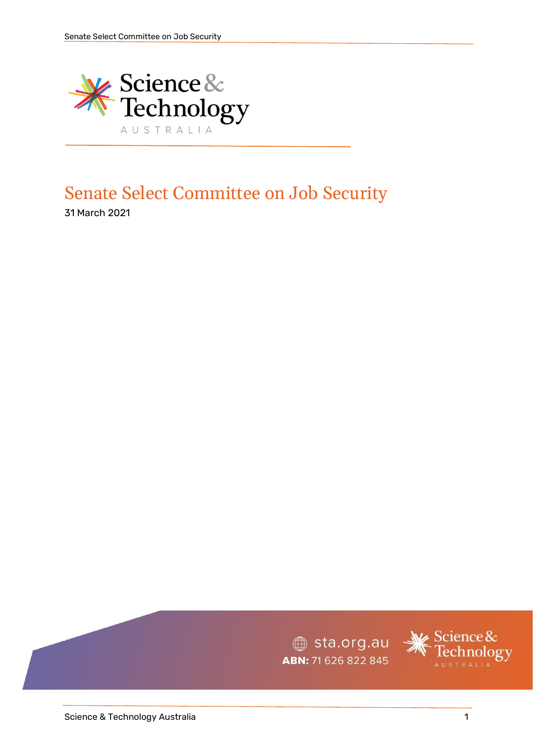# Senate Select Committee on Job Security

31 March 2021

sta.org.au
**ABN:** 71 626 822 845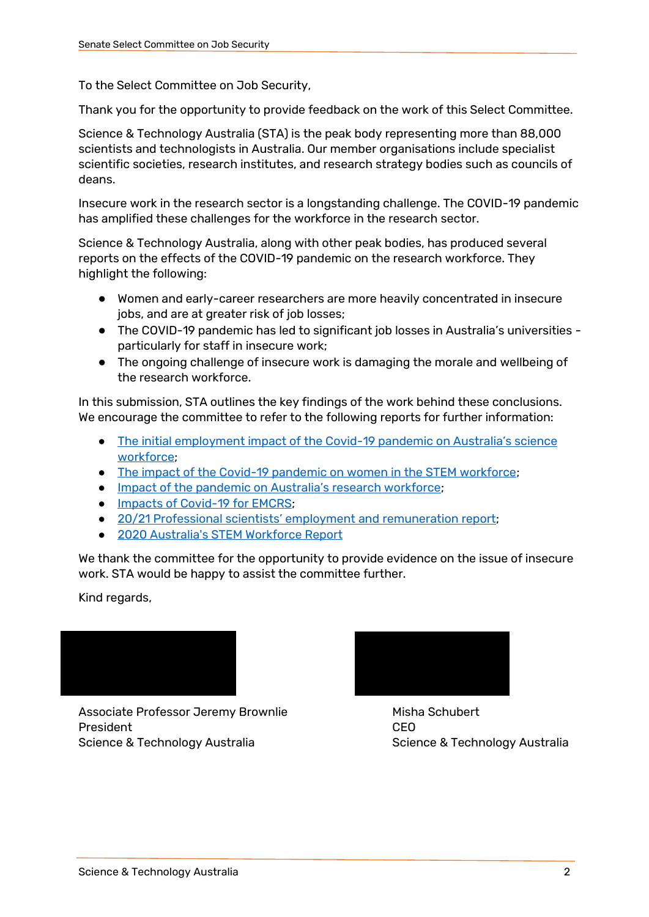To the Select Committee on Job Security,

Thank you for the opportunity to provide feedback on the work of this Select Committee.

Science & Technology Australia (STA) is the peak body representing more than 88,000 scientists and technologists in Australia. Our member organisations include specialist scientific societies, research institutes, and research strategy bodies such as councils of deans.

Insecure work in the research sector is a longstanding challenge. The COVID-19 pandemic has amplified these challenges for the workforce in the research sector.

Science & Technology Australia, along with other peak bodies, has produced several reports on the effects of the COVID-19 pandemic on the research workforce. They highlight the following:

- Women and early-career researchers are more heavily concentrated in insecure jobs, and are at greater risk of job losses;
- The COVID-19 pandemic has led to significant job losses in Australia's universities - particularly for staff in insecure work;
- The ongoing challenge of insecure work is damaging the morale and wellbeing of the research workforce.

In this submission, STA outlines the key findings of the work behind these conclusions. We encourage the committee to refer to the following reports for further information:

- The initial employment impact of the Covid-19 pandemic on Australia's science workforce;
- The impact of the Covid-19 pandemic on women in the STEM workforce;
- Impact of the pandemic on Australia's research workforce;
- Impacts of Covid-19 for EMCRS;
- 20/21 Professional scientists' employment and remuneration report;
- 2020 Australia's STEM Workforce Report

We thank the committee for the opportunity to provide evidence on the issue of insecure work. STA would be happy to assist the committee further.

Kind regards,

Associate Professor Jeremy Brownlie
President
Science & Technology Australia

Misha Schubert
CEO
Science & Technology Australia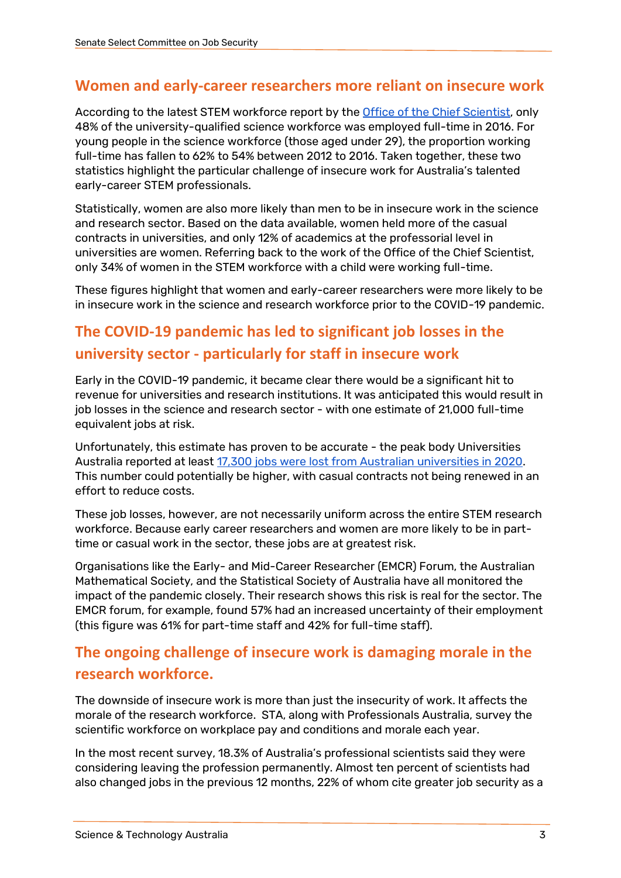## Women and early-career researchers more reliant on insecure work

According to the latest STEM workforce report by the [Office of the Chief Scientist](), only 48% of the university-qualified science workforce was employed full-time in 2016. For young people in the science workforce (those aged under 29), the proportion working full-time has fallen to 62% to 54% between 2012 to 2016. Taken together, these two statistics highlight the particular challenge of insecure work for Australia's talented early-career STEM professionals.

Statistically, women are also more likely than men to be in insecure work in the science and research sector. Based on the data available, women held more of the casual contracts in universities, and only 12% of academics at the professorial level in universities are women. Referring back to the work of the Office of the Chief Scientist, only 34% of women in the STEM workforce with a child were working full-time.

These figures highlight that women and early-career researchers were more likely to be in insecure work in the science and research workforce prior to the COVID-19 pandemic.

## The COVID-19 pandemic has led to significant job losses in the university sector - particularly for staff in insecure work

Early in the COVID-19 pandemic, it became clear there would be a significant hit to revenue for universities and research institutions. It was anticipated this would result in job losses in the science and research sector - with one estimate of 21,000 full-time equivalent jobs at risk.

Unfortunately, this estimate has proven to be accurate - the peak body Universities Australia reported at least [17,300 jobs were lost from Australian universities in 2020](). This number could potentially be higher, with casual contracts not being renewed in an effort to reduce costs.

These job losses, however, are not necessarily uniform across the entire STEM research workforce. Because early career researchers and women are more likely to be in part-time or casual work in the sector, these jobs are at greatest risk.

Organisations like the Early- and Mid-Career Researcher (EMCR) Forum, the Australian Mathematical Society, and the Statistical Society of Australia have all monitored the impact of the pandemic closely. Their research shows this risk is real for the sector. The EMCR forum, for example, found 57% had an increased uncertainty of their employment (this figure was 61% for part-time staff and 42% for full-time staff).

## The ongoing challenge of insecure work is damaging morale in the research workforce.

The downside of insecure work is more than just the insecurity of work. It affects the morale of the research workforce. STA, along with Professionals Australia, survey the scientific workforce on workplace pay and conditions and morale each year.

In the most recent survey, 18.3% of Australia's professional scientists said they were considering leaving the profession permanently. Almost ten percent of scientists had also changed jobs in the previous 12 months, 22% of whom cite greater job security as a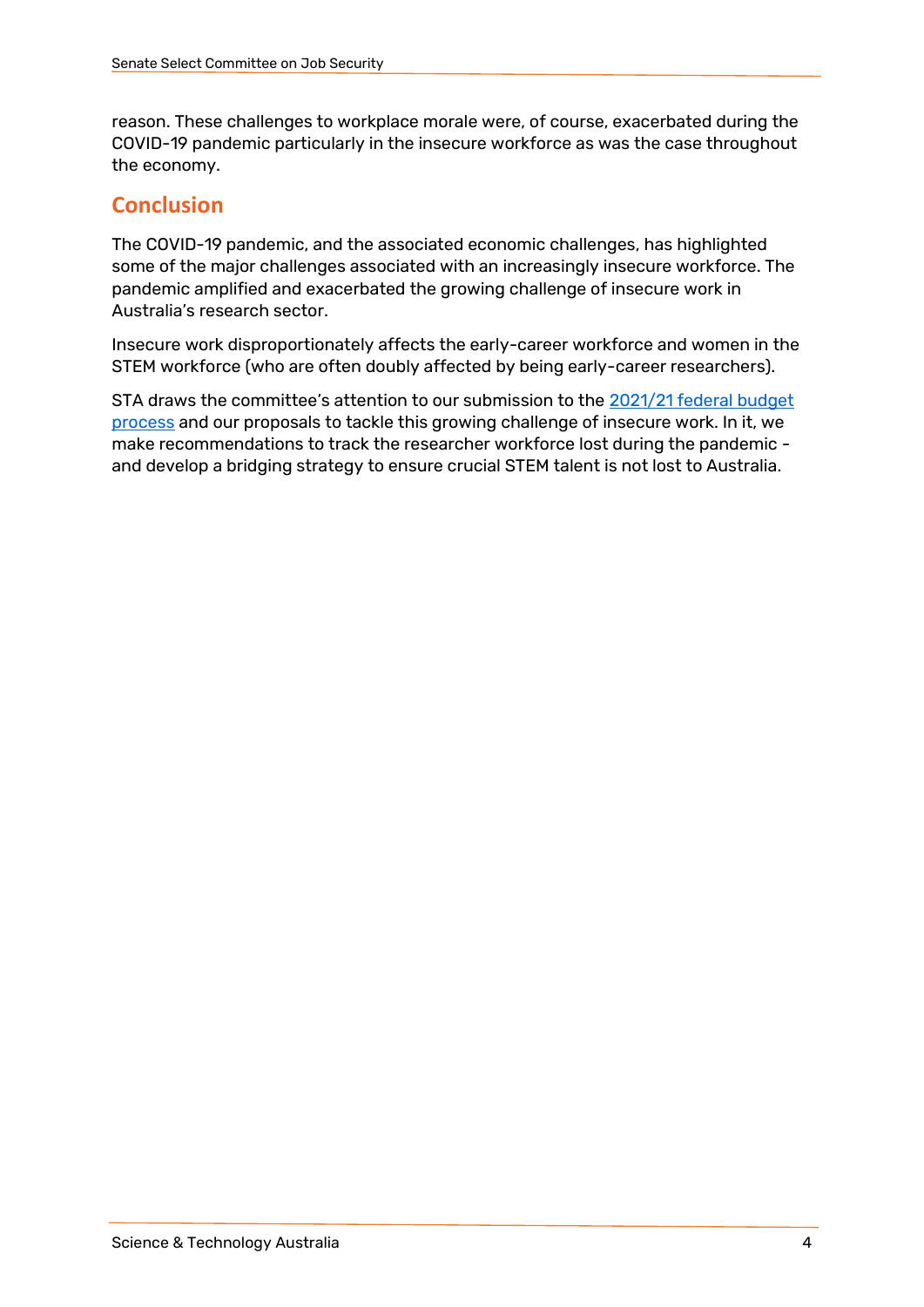reason. These challenges to workplace morale were, of course, exacerbated during the COVID-19 pandemic particularly in the insecure workforce as was the case throughout the economy.

## Conclusion

The COVID-19 pandemic, and the associated economic challenges, has highlighted some of the major challenges associated with an increasingly insecure workforce. The pandemic amplified and exacerbated the growing challenge of insecure work in Australia's research sector.

Insecure work disproportionately affects the early-career workforce and women in the STEM workforce (who are often doubly affected by being early-career researchers).

STA draws the committee's attention to our submission to the 2021/21 federal budget process and our proposals to tackle this growing challenge of insecure work. In it, we make recommendations to track the researcher workforce lost during the pandemic - and develop a bridging strategy to ensure crucial STEM talent is not lost to Australia.